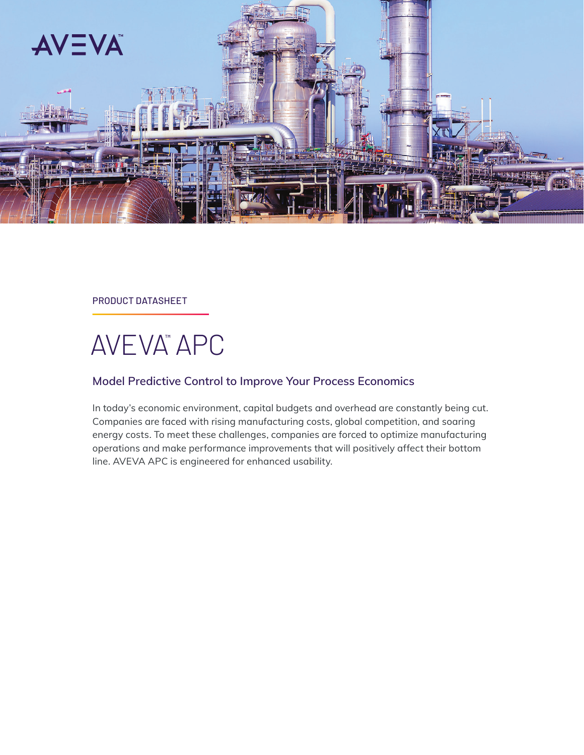PRODUCT DATASHEET

# AVEVA™ APC

## Model Predictive Control to Improve Your Process Economics

In today's economic environment, capital budgets and overhead are constantly being cut. Companies are faced with rising manufacturing costs, global competition, and soaring energy costs. To meet these challenges, companies are forced to optimize manufacturing operations and make performance improvements that will positively affect their bottom line. AVEVA APC is engineered for enhanced usability.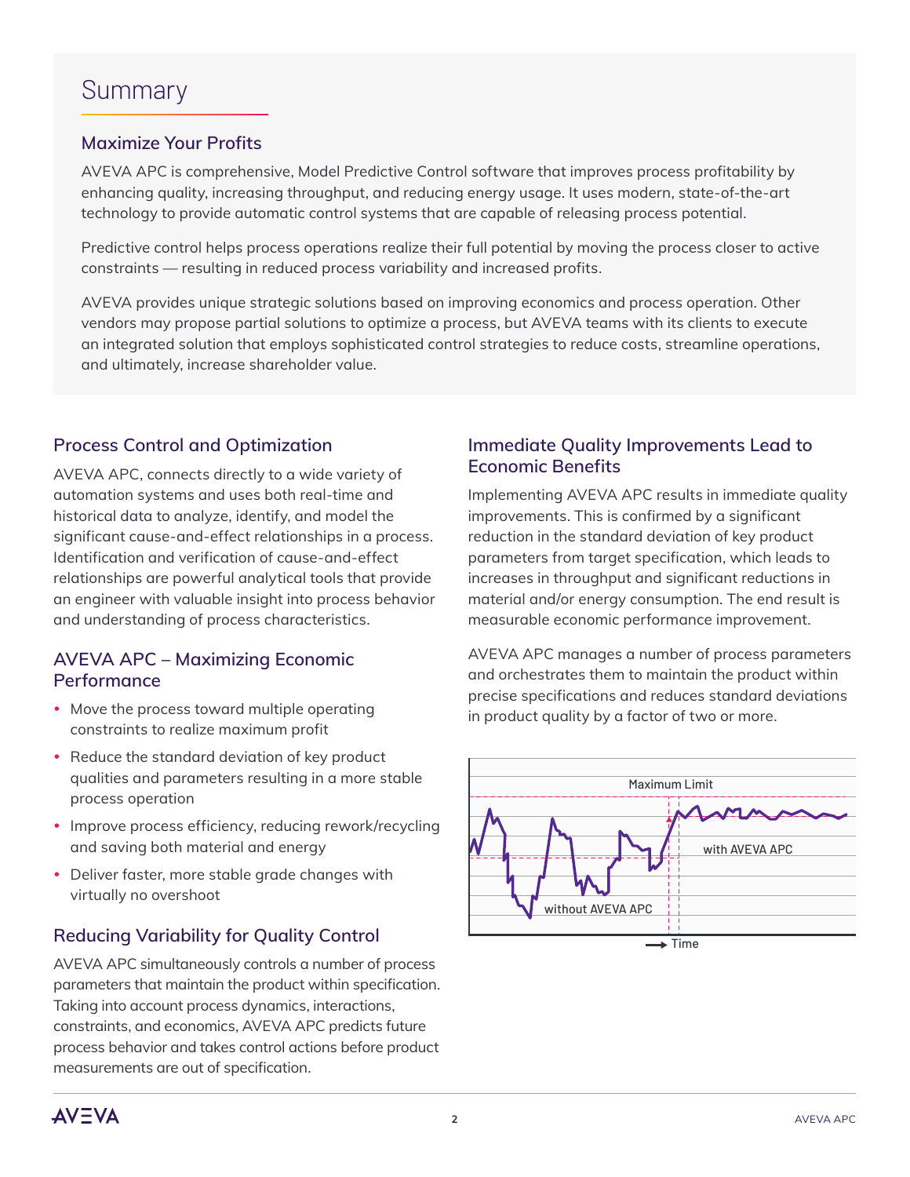# Summary

## Maximize Your Profits

AVEVA APC is comprehensive, Model Predictive Control software that improves process profitability by enhancing quality, increasing throughput, and reducing energy usage. It uses modern, state-of-the-art technology to provide automatic control systems that are capable of releasing process potential.

Predictive control helps process operations realize their full potential by moving the process closer to active constraints — resulting in reduced process variability and increased profits.

AVEVA provides unique strategic solutions based on improving economics and process operation. Other vendors may propose partial solutions to optimize a process, but AVEVA teams with its clients to execute an integrated solution that employs sophisticated control strategies to reduce costs, streamline operations, and ultimately, increase shareholder value.

## Process Control and Optimization

AVEVA APC, connects directly to a wide variety of automation systems and uses both real-time and historical data to analyze, identify, and model the significant cause-and-effect relationships in a process. Identification and verification of cause-and-effect relationships are powerful analytical tools that provide an engineer with valuable insight into process behavior and understanding of process characteristics.

## AVEVA APC – Maximizing Economic Performance

- Move the process toward multiple operating constraints to realize maximum profit
- Reduce the standard deviation of key product qualities and parameters resulting in a more stable process operation
- Improve process efficiency, reducing rework/recycling and saving both material and energy
- Deliver faster, more stable grade changes with virtually no overshoot

## Reducing Variability for Quality Control

AVEVA APC simultaneously controls a number of process parameters that maintain the product within specification. Taking into account process dynamics, interactions, constraints, and economics, AVEVA APC predicts future process behavior and takes control actions before product measurements are out of specification.

## Immediate Quality Improvements Lead to Economic Benefits

Implementing AVEVA APC results in immediate quality improvements. This is confirmed by a significant reduction in the standard deviation of key product parameters from target specification, which leads to increases in throughput and significant reductions in material and/or energy consumption. The end result is measurable economic performance improvement.

AVEVA APC manages a number of process parameters and orchestrates them to maintain the product within precise specifications and reduces standard deviations in product quality by a factor of two or more.

Maximum Limit

with AVEVA APC

without AVEVA APC

Time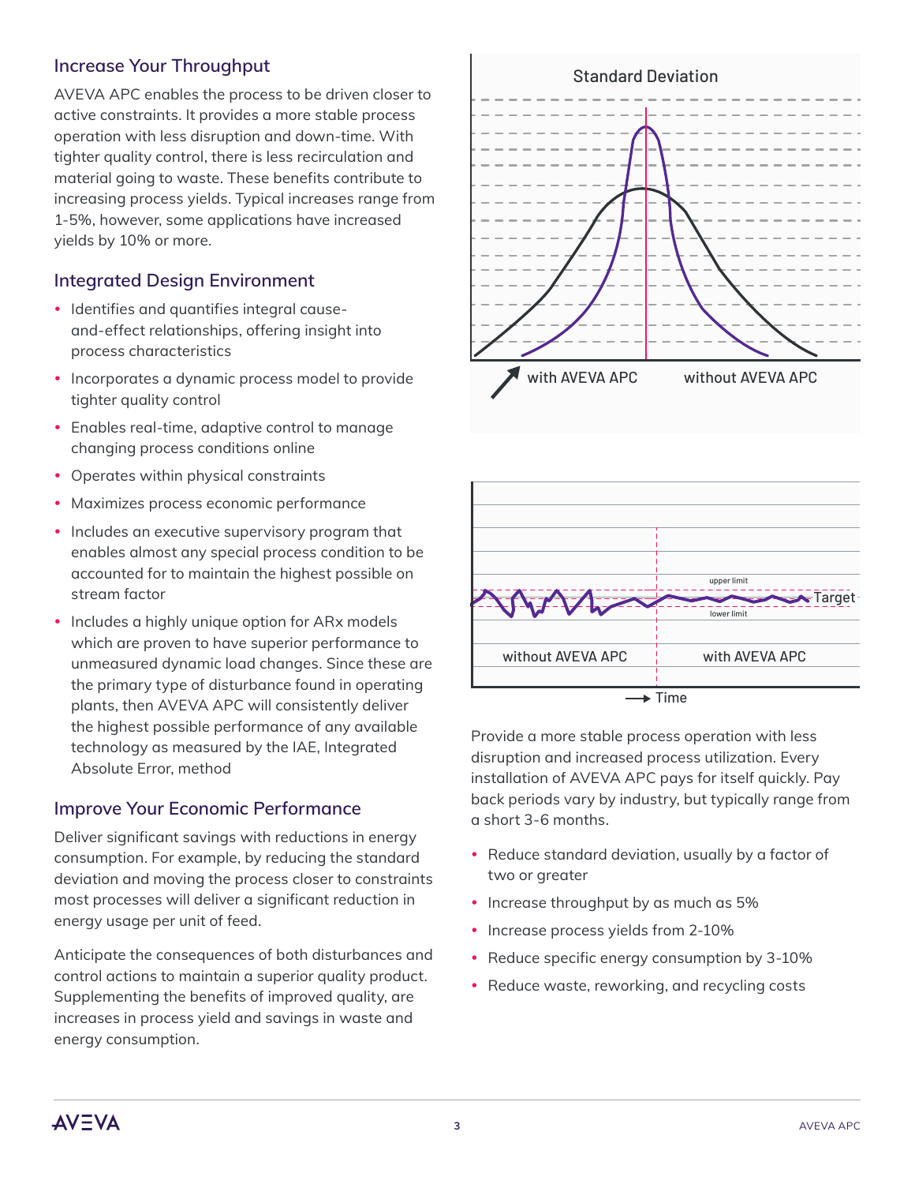## Increase Your Throughput

AVEVA APC enables the process to be driven closer to active constraints. It provides a more stable process operation with less disruption and down-time. With tighter quality control, there is less recirculation and material going to waste. These benefits contribute to increasing process yields. Typical increases range from 1-5%, however, some applications have increased yields by 10% or more.

## Integrated Design Environment

- Identifies and quantifies integral cause-and-effect relationships, offering insight into process characteristics
- Incorporates a dynamic process model to provide tighter quality control
- Enables real-time, adaptive control to manage changing process conditions online
- Operates within physical constraints
- Maximizes process economic performance
- Includes an executive supervisory program that enables almost any special process condition to be accounted for to maintain the highest possible on stream factor
- Includes a highly unique option for ARx models which are proven to have superior performance to unmeasured dynamic load changes. Since these are the primary type of disturbance found in operating plants, then AVEVA APC will consistently deliver the highest possible performance of any available technology as measured by the IAE, Integrated Absolute Error, method

## Improve Your Economic Performance

Deliver significant savings with reductions in energy consumption. For example, by reducing the standard deviation and moving the process closer to constraints most processes will deliver a significant reduction in energy usage per unit of feed.

Anticipate the consequences of both disturbances and control actions to maintain a superior quality product. Supplementing the benefits of improved quality, are increases in process yield and savings in waste and energy consumption.

Standard Deviation

with AVEVA APC | without AVEVA APC

upper limit | Target | lower limit

without AVEVA APC | with AVEVA APC

Time

Provide a more stable process operation with less disruption and increased process utilization. Every installation of AVEVA APC pays for itself quickly. Pay back periods vary by industry, but typically range from a short 3-6 months.

- Reduce standard deviation, usually by a factor of two or greater
- Increase throughput by as much as 5%
- Increase process yields from 2-10%
- Reduce specific energy consumption by 3-10%
- Reduce waste, reworking, and recycling costs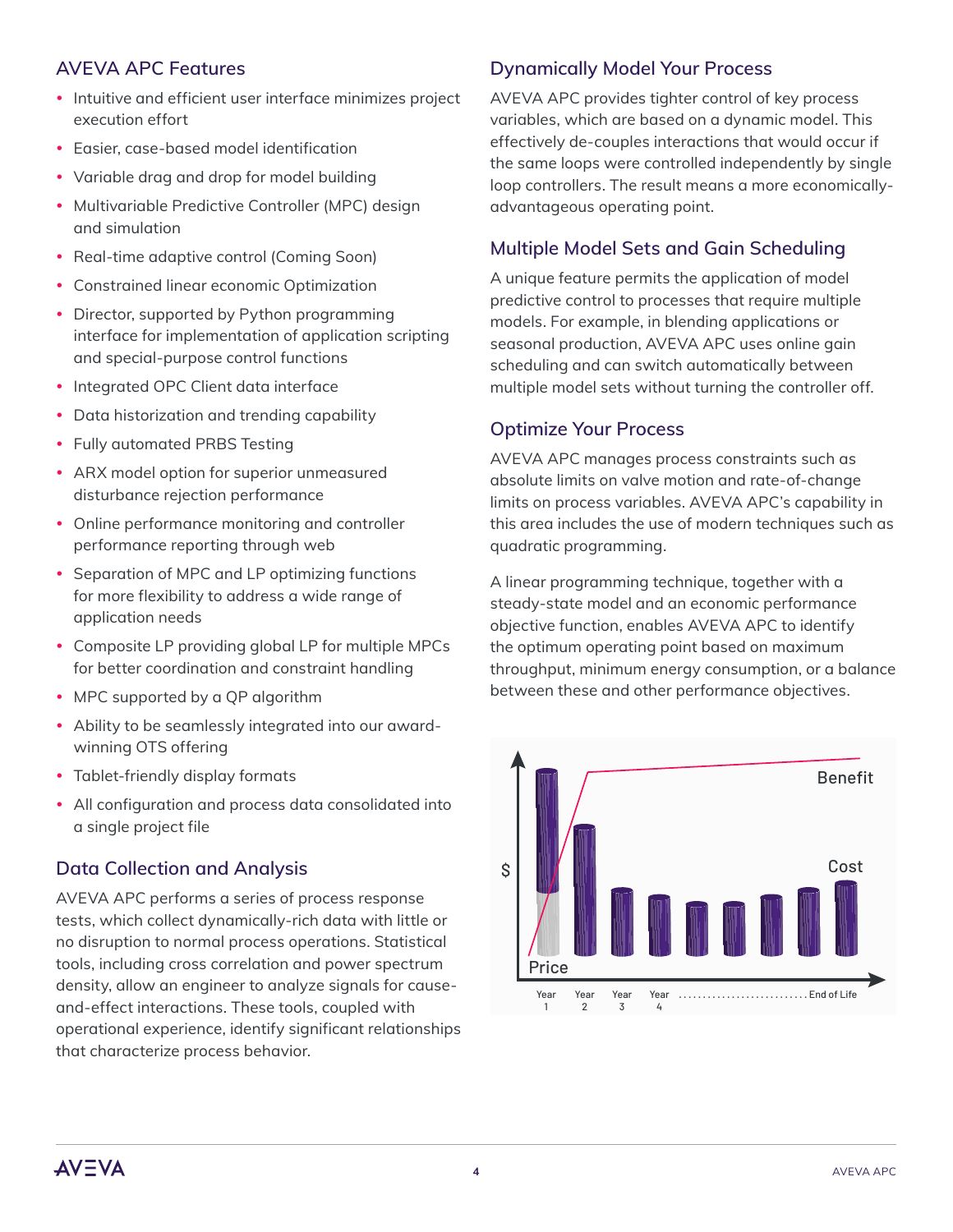## AVEVA APC Features

- Intuitive and efficient user interface minimizes project execution effort
- Easier, case-based model identification
- Variable drag and drop for model building
- Multivariable Predictive Controller (MPC) design and simulation
- Real-time adaptive control (Coming Soon)
- Constrained linear economic Optimization
- Director, supported by Python programming interface for implementation of application scripting and special-purpose control functions
- Integrated OPC Client data interface
- Data historization and trending capability
- Fully automated PRBS Testing
- ARX model option for superior unmeasured disturbance rejection performance
- Online performance monitoring and controller performance reporting through web
- Separation of MPC and LP optimizing functions for more flexibility to address a wide range of application needs
- Composite LP providing global LP for multiple MPCs for better coordination and constraint handling
- MPC supported by a QP algorithm
- Ability to be seamlessly integrated into our award-winning OTS offering
- Tablet-friendly display formats
- All configuration and process data consolidated into a single project file

## Data Collection and Analysis

AVEVA APC performs a series of process response tests, which collect dynamically-rich data with little or no disruption to normal process operations. Statistical tools, including cross correlation and power spectrum density, allow an engineer to analyze signals for cause-and-effect interactions. These tools, coupled with operational experience, identify significant relationships that characterize process behavior.

## Dynamically Model Your Process

AVEVA APC provides tighter control of key process variables, which are based on a dynamic model. This effectively de-couples interactions that would occur if the same loops were controlled independently by single loop controllers. The result means a more economically-advantageous operating point.

## Multiple Model Sets and Gain Scheduling

A unique feature permits the application of model predictive control to processes that require multiple models. For example, in blending applications or seasonal production, AVEVA APC uses online gain scheduling and can switch automatically between multiple model sets without turning the controller off.

## Optimize Your Process

AVEVA APC manages process constraints such as absolute limits on valve motion and rate-of-change limits on process variables. AVEVA APC's capability in this area includes the use of modern techniques such as quadratic programming.

A linear programming technique, together with a steady-state model and an economic performance objective function, enables AVEVA APC to identify the optimum operating point based on maximum throughput, minimum energy consumption, or a balance between these and other performance objectives.

$ | Benefit | Cost | Price

Year 1 | Year 2 | Year 3 | Year 4 | ........................... End of Life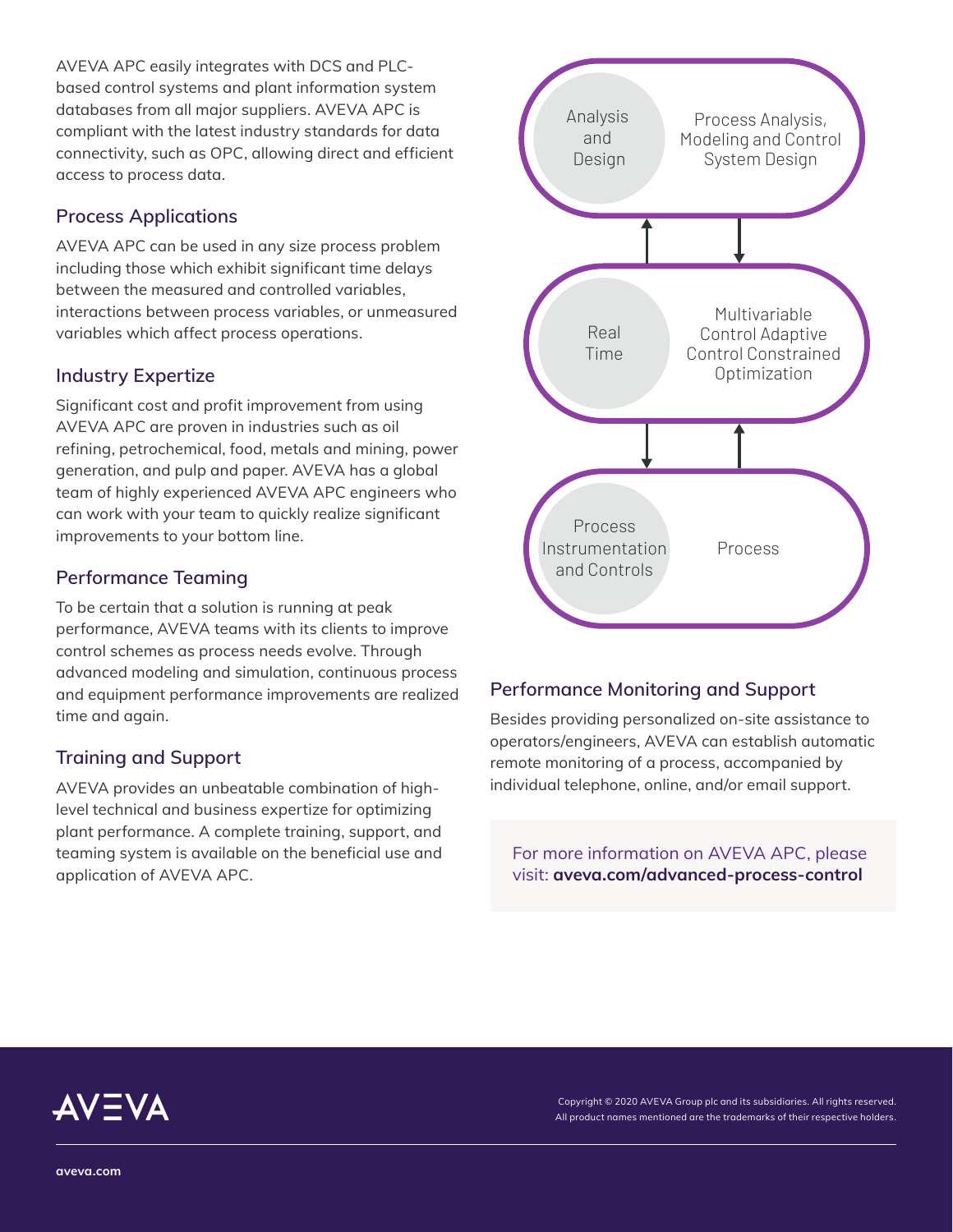AVEVA APC easily integrates with DCS and PLC-based control systems and plant information system databases from all major suppliers. AVEVA APC is compliant with the latest industry standards for data connectivity, such as OPC, allowing direct and efficient access to process data.

## Process Applications

AVEVA APC can be used in any size process problem including those which exhibit significant time delays between the measured and controlled variables, interactions between process variables, or unmeasured variables which affect process operations.

## Industry Expertize

Significant cost and profit improvement from using AVEVA APC are proven in industries such as oil refining, petrochemical, food, metals and mining, power generation, and pulp and paper. AVEVA has a global team of highly experienced AVEVA APC engineers who can work with your team to quickly realize significant improvements to your bottom line.

## Performance Teaming

To be certain that a solution is running at peak performance, AVEVA teams with its clients to improve control schemes as process needs evolve. Through advanced modeling and simulation, continuous process and equipment performance improvements are realized time and again.

## Training and Support

AVEVA provides an unbeatable combination of high-level technical and business expertize for optimizing plant performance. A complete training, support, and teaming system is available on the beneficial use and application of AVEVA APC.

Analysis and Design

Process Analysis, Modeling and Control System Design

Real Time

Multivariable Control Adaptive Control Constrained Optimization

Process Instrumentation and Controls

Process

## Performance Monitoring and Support

Besides providing personalized on-site assistance to operators/engineers, AVEVA can establish automatic remote monitoring of a process, accompanied by individual telephone, online, and/or email support.

For more information on AVEVA APC, please visit: **aveva.com/advanced-process-control**

AVEVA

Copyright © 2020 AVEVA Group plc and its subsidiaries. All rights reserved.
All product names mentioned are the trademarks of their respective holders.

aveva.com